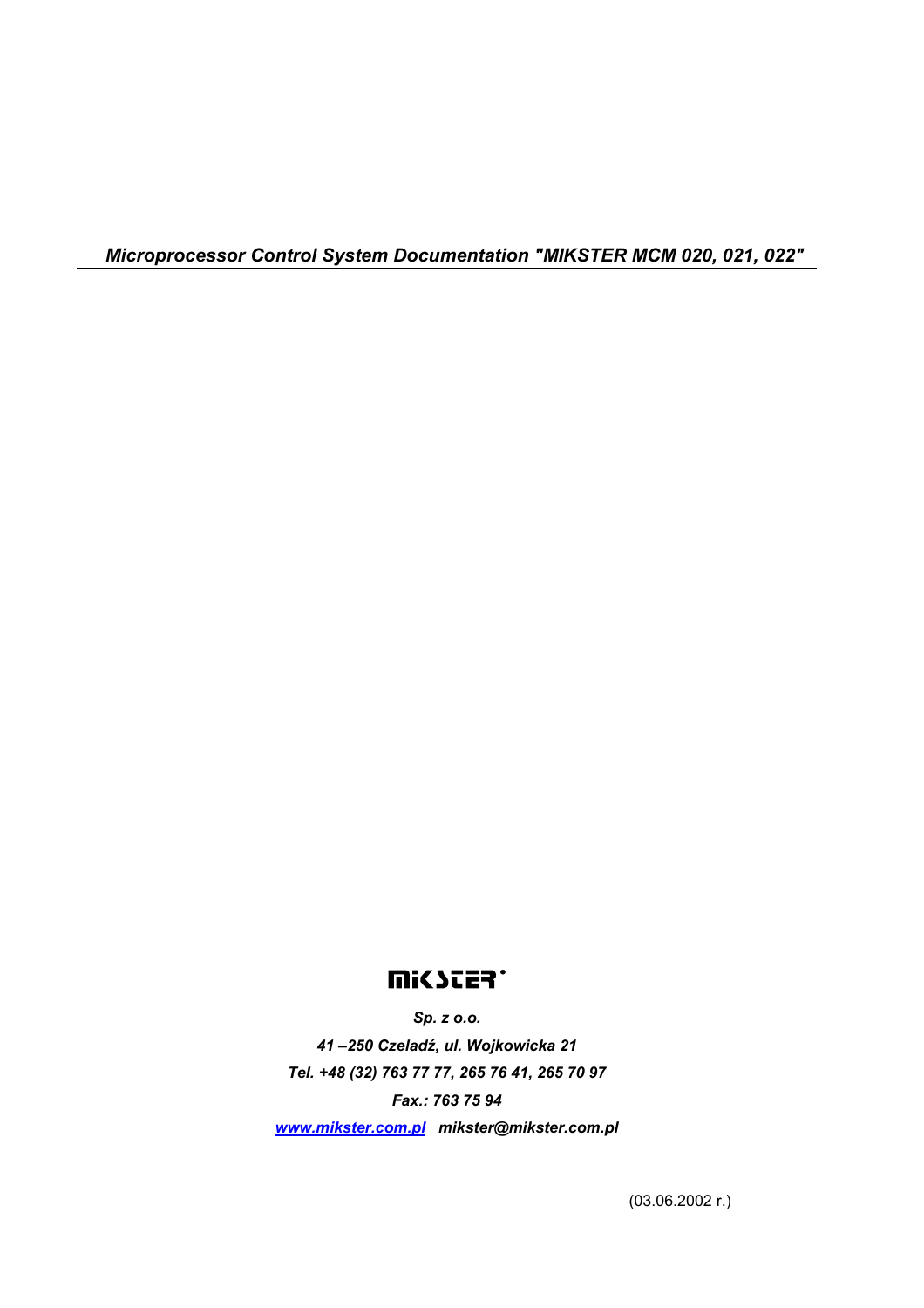# *Microprocessor Control System Documentation "MIKSTER MCM 020, 021, 022"*

MIKSTER

*Sp. z o.o.*

*41 –250 Czeladź, ul. Wojkowicka 21*

*Tel. +48 (32) 763 77 77, 265 76 41, 265 70 97*

*Fax.: 763 75 94*

*www.mikster.com.pl mikster@mikster.com.pl*

(03.06.2002 r.)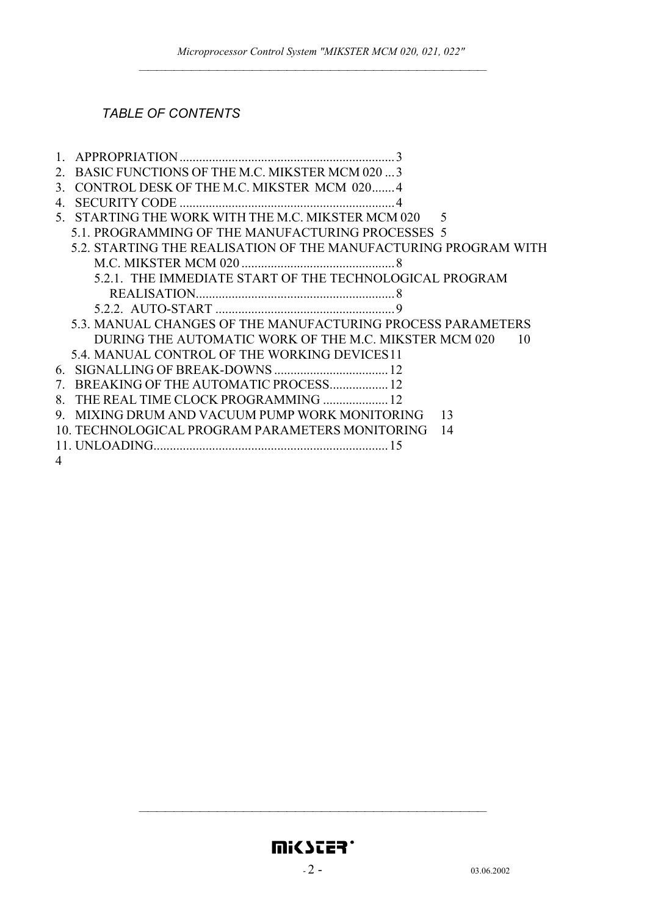*TABLE OF CONTENTS*

1. APPROPRIATION .................................................................. 3
2. BASIC FUNCTIONS OF THE M.C. MIKSTER MCM 020 ... 3
3. CONTROL DESK OF THE M.C. MIKSTER MCM 020....... 4
4. SECURITY CODE .................................................................. 4
5. STARTING THE WORK WITH THE M.C. MIKSTER MCM 020 5
   - 5.1. PROGRAMMING OF THE MANUFACTURING PROCESSES 5
   - 5.2. STARTING THE REALISATION OF THE MANUFACTURING PROGRAM WITH M.C. MIKSTER MCM 020 ............................................... 8
     - 5.2.1. THE IMMEDIATE START OF THE TECHNOLOGICAL PROGRAM REALISATION............................................................. 8
     - 5.2.2. AUTO-START ...................................................... 9
   - 5.3. MANUAL CHANGES OF THE MANUFACTURING PROCESS PARAMETERS DURING THE AUTOMATIC WORK OF THE M.C. MIKSTER MCM 020 10
   - 5.4. MANUAL CONTROL OF THE WORKING DEVICES 11
6. SIGNALLING OF BREAK-DOWNS ................................... 12
7. BREAKING OF THE AUTOMATIC PROCESS.................. 12
8. THE REAL TIME CLOCK PROGRAMMING .................... 12
9. MIXING DRUM AND VACUUM PUMP WORK MONITORING 13
10. TECHNOLOGICAL PROGRAM PARAMETERS MONITORING 14
11. UNLOADING........................................................................ 15

4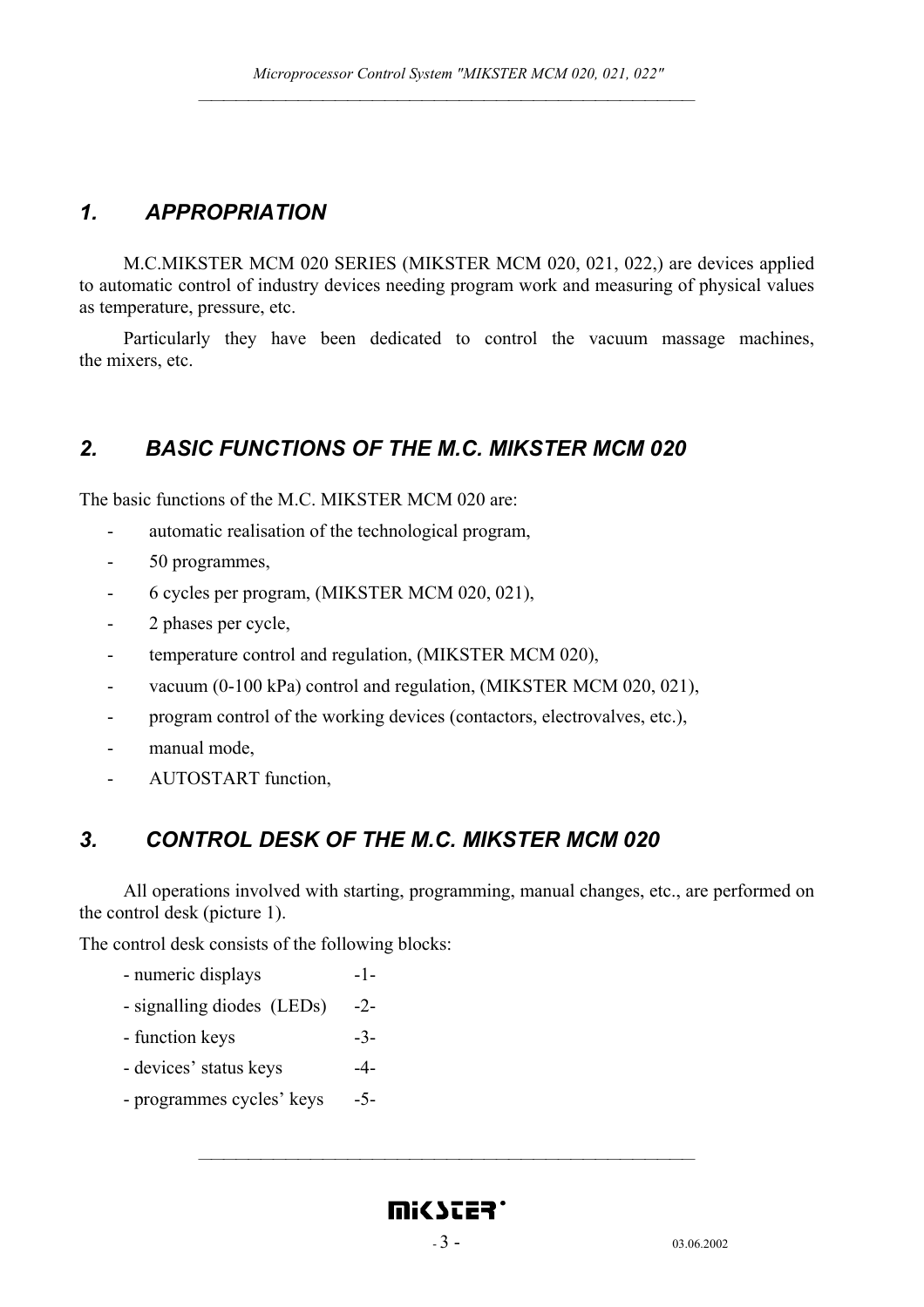## 1. APPROPRIATION

M.C.MIKSTER MCM 020 SERIES (MIKSTER MCM 020, 021, 022,) are devices applied to automatic control of industry devices needing program work and measuring of physical values as temperature, pressure, etc.

Particularly they have been dedicated to control the vacuum massage machines, the mixers, etc.

## 2. BASIC FUNCTIONS OF THE M.C. MIKSTER MCM 020

The basic functions of the M.C. MIKSTER MCM 020 are:

- automatic realisation of the technological program,
- 50 programmes,
- 6 cycles per program, (MIKSTER MCM 020, 021),
- 2 phases per cycle,
- temperature control and regulation, (MIKSTER MCM 020),
- vacuum (0-100 kPa) control and regulation, (MIKSTER MCM 020, 021),
- program control of the working devices (contactors, electrovalves, etc.),
- manual mode,
- AUTOSTART function,

## 3. CONTROL DESK OF THE M.C. MIKSTER MCM 020

All operations involved with starting, programming, manual changes, etc., are performed on the control desk (picture 1).

The control desk consists of the following blocks:

- numeric displays -1-
- signalling diodes (LEDs) -2-
- function keys -3-
- devices' status keys -4-
- programmes cycles' keys -5-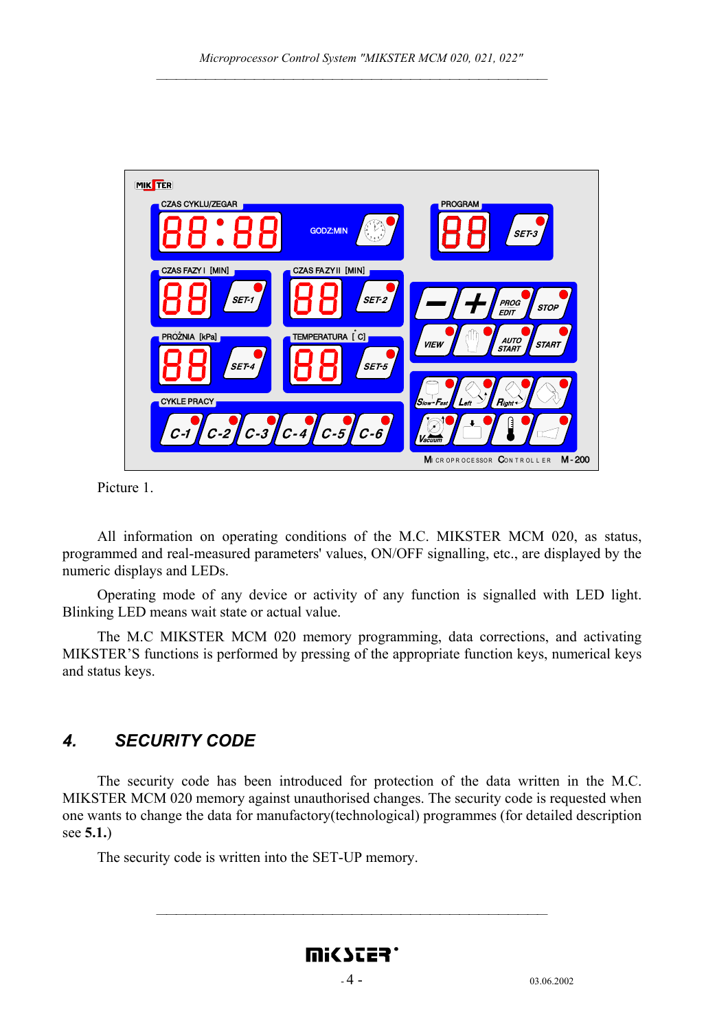Picture 1.

All information on operating conditions of the M.C. MIKSTER MCM 020, as status, programmed and real-measured parameters' values, ON/OFF signalling, etc., are displayed by the numeric displays and LEDs.

Operating mode of any device or activity of any function is signalled with LED light. Blinking LED means wait state or actual value.

The M.C MIKSTER MCM 020 memory programming, data corrections, and activating MIKSTER'S functions is performed by pressing of the appropriate function keys, numerical keys and status keys.

## *4. SECURITY CODE*

The security code has been introduced for protection of the data written in the M.C. MIKSTER MCM 020 memory against unauthorised changes. The security code is requested when one wants to change the data for manufactory(technological) programmes (for detailed description see **5.1.**)

The security code is written into the SET-UP memory.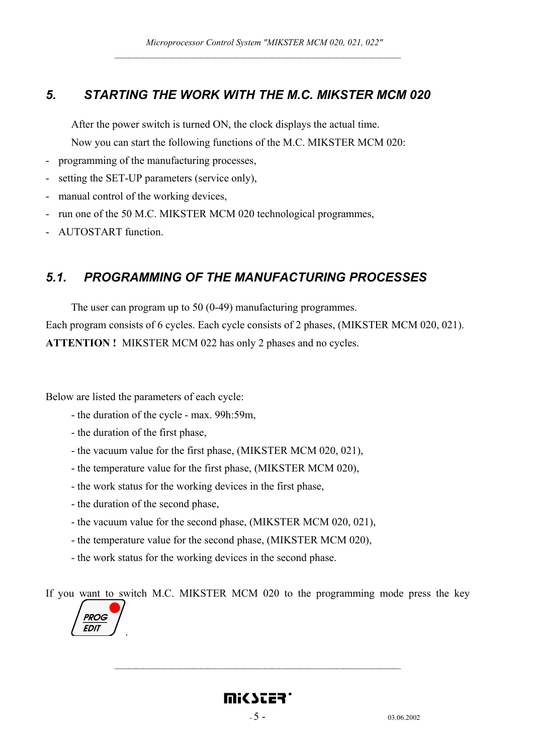## 5. STARTING THE WORK WITH THE M.C. MIKSTER MCM 020

After the power switch is turned ON, the clock displays the actual time.

Now you can start the following functions of the M.C. MIKSTER MCM 020:

- programming of the manufacturing processes,
- setting the SET-UP parameters (service only),
- manual control of the working devices,
- run one of the 50 M.C. MIKSTER MCM 020 technological programmes,
- AUTOSTART function.

## 5.1. PROGRAMMING OF THE MANUFACTURING PROCESSES

The user can program up to 50 (0-49) manufacturing programmes.

Each program consists of 6 cycles. Each cycle consists of 2 phases, (MIKSTER MCM 020, 021).

**ATTENTION !** MIKSTER MCM 022 has only 2 phases and no cycles.

Below are listed the parameters of each cycle:

- the duration of the cycle - max. 99h:59m,
- the duration of the first phase,
- the vacuum value for the first phase, (MIKSTER MCM 020, 021),
- the temperature value for the first phase, (MIKSTER MCM 020),
- the work status for the working devices in the first phase,
- the duration of the second phase,
- the vacuum value for the second phase, (MIKSTER MCM 020, 021),
- the temperature value for the second phase, (MIKSTER MCM 020),
- the work status for the working devices in the second phase.

If you want to switch M.C. MIKSTER MCM 020 to the programming mode press the key PROG/EDIT.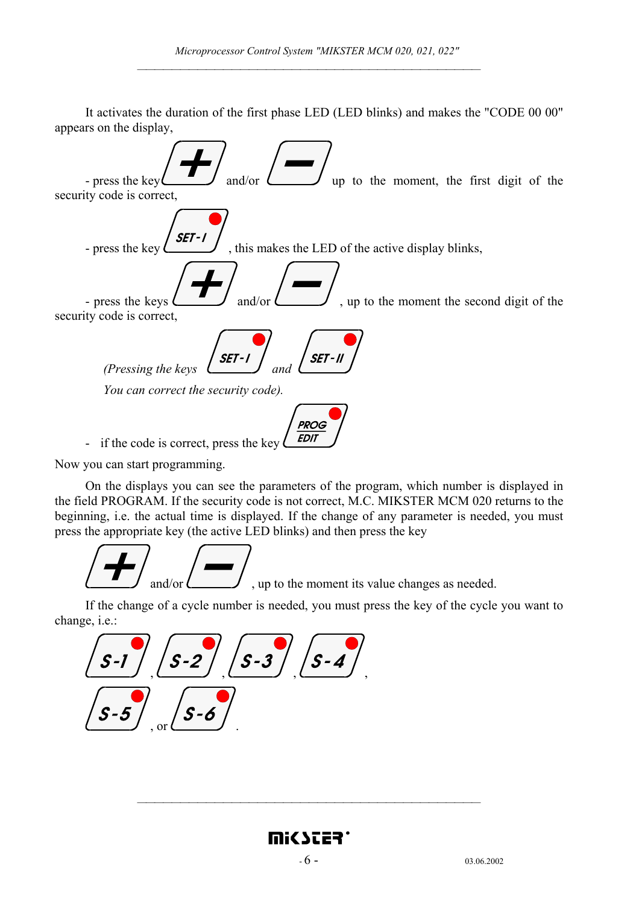It activates the duration of the first phase LED (LED blinks) and makes the "CODE 00 00" appears on the display,

- press the key [+] and/or [−] up to the moment, the first digit of the security code is correct,

- press the key [SET-I], this makes the LED of the active display blinks,

- press the keys [+] and/or [−], up to the moment the second digit of the security code is correct,

*(Pressing the keys [SET-I] and [SET-II] You can correct the security code).*

- if the code is correct, press the key [PROG EDIT]

Now you can start programming.

On the displays you can see the parameters of the program, which number is displayed in the field PROGRAM. If the security code is not correct, M.C. MIKSTER MCM 020 returns to the beginning, i.e. the actual time is displayed. If the change of any parameter is needed, you must press the appropriate key (the active LED blinks) and then press the key

[+] and/or [−], up to the moment its value changes as needed.

If the change of a cycle number is needed, you must press the key of the cycle you want to change, i.e.:

[S-1], [S-2], [S-3], [S-4], [S-5], or [S-6].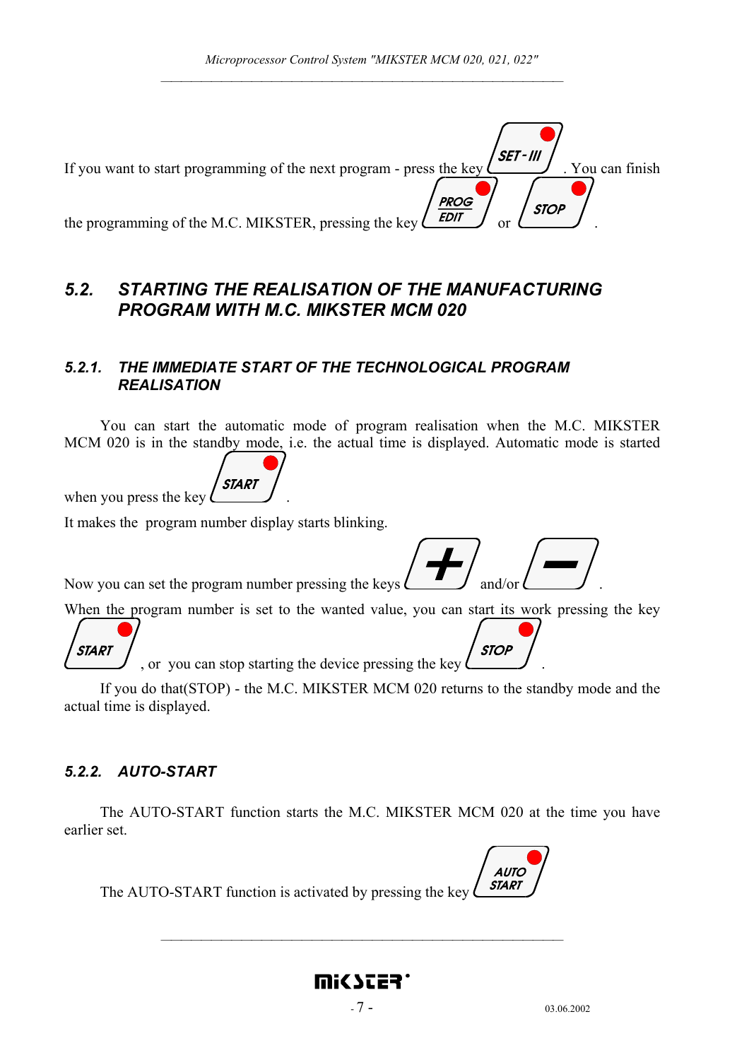If you want to start programming of the next program - press the key SET - III . You can finish the programming of the M.C. MIKSTER, pressing the key PROG EDIT or STOP .

## 5.2. STARTING THE REALISATION OF THE MANUFACTURING PROGRAM WITH M.C. MIKSTER MCM 020

### 5.2.1. THE IMMEDIATE START OF THE TECHNOLOGICAL PROGRAM REALISATION

You can start the automatic mode of program realisation when the M.C. MIKSTER MCM 020 is in the standby mode, i.e. the actual time is displayed. Automatic mode is started when you press the key START .

It makes the program number display starts blinking.

Now you can set the program number pressing the keys + and/or − .

When the program number is set to the wanted value, you can start its work pressing the key START , or you can stop starting the device pressing the key STOP .

If you do that(STOP) - the M.C. MIKSTER MCM 020 returns to the standby mode and the actual time is displayed.

### 5.2.2. AUTO-START

The AUTO-START function starts the M.C. MIKSTER MCM 020 at the time you have earlier set.

The AUTO-START function is activated by pressing the key AUTO START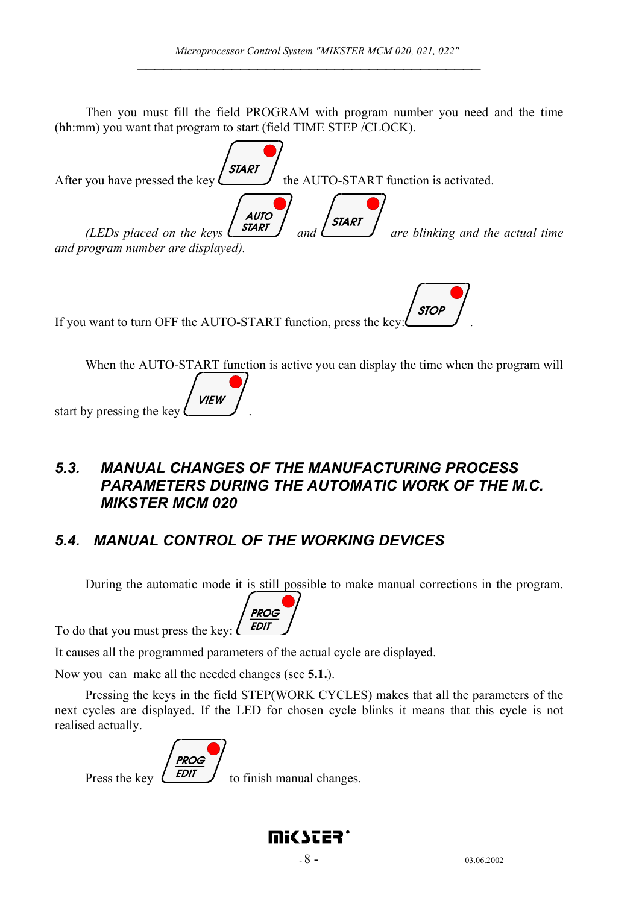Then you must fill the field PROGRAM with program number you need and the time (hh:mm) you want that program to start (field TIME STEP /CLOCK).

After you have pressed the key START the AUTO-START function is activated.

*(LEDs placed on the keys AUTO START and START are blinking and the actual time and program number are displayed).*

If you want to turn OFF the AUTO-START function, press the key: STOP .

When the AUTO-START function is active you can display the time when the program will start by pressing the key VIEW .

## 5.3. MANUAL CHANGES OF THE MANUFACTURING PROCESS PARAMETERS DURING THE AUTOMATIC WORK OF THE M.C. MIKSTER MCM 020

## 5.4. MANUAL CONTROL OF THE WORKING DEVICES

During the automatic mode it is still possible to make manual corrections in the program. To do that you must press the key: PROG EDIT

It causes all the programmed parameters of the actual cycle are displayed.

Now you can make all the needed changes (see **5.1.**).

Pressing the keys in the field STEP(WORK CYCLES) makes that all the parameters of the next cycles are displayed. If the LED for chosen cycle blinks it means that this cycle is not realised actually.

Press the key PROG EDIT to finish manual changes.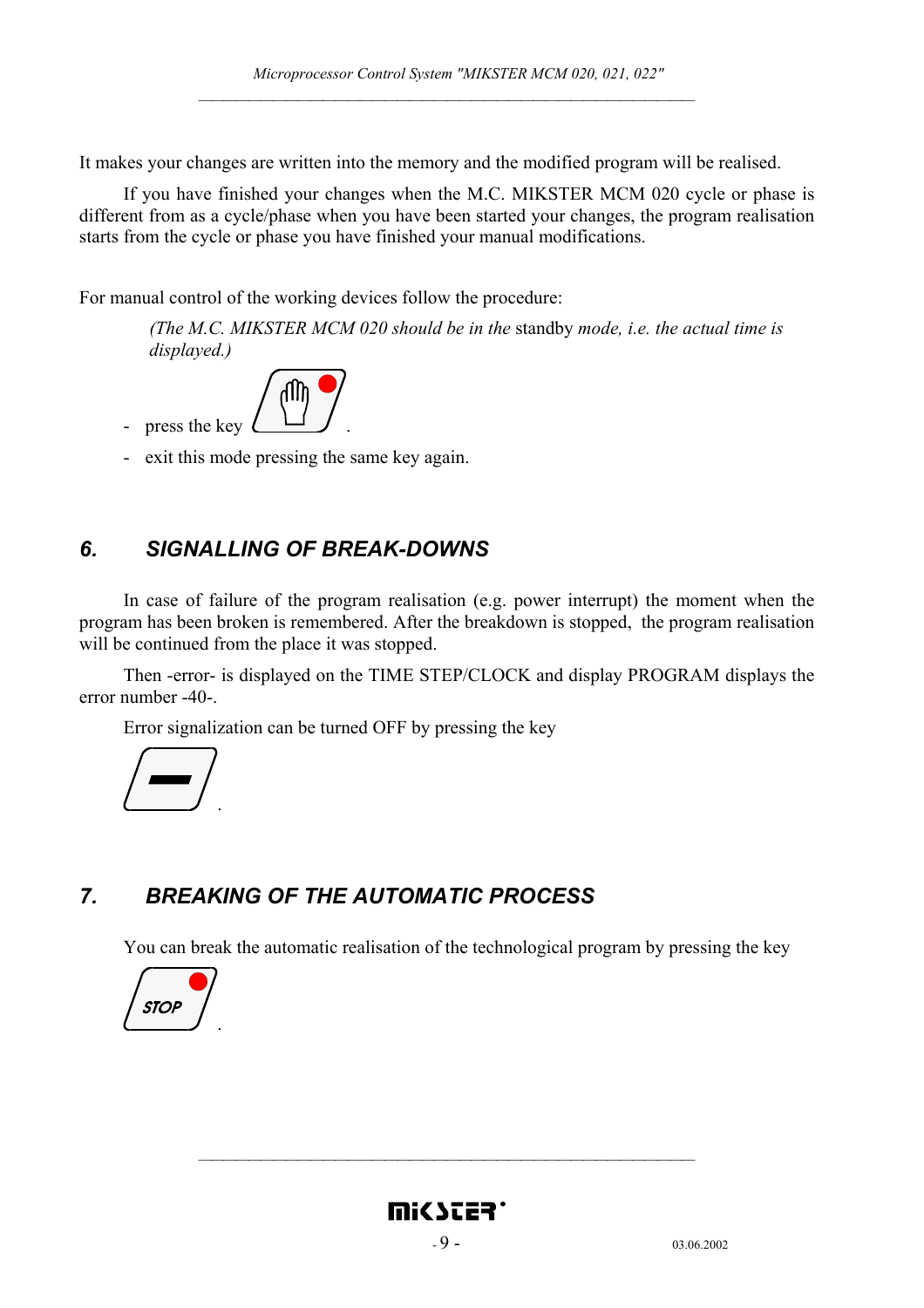It makes your changes are written into the memory and the modified program will be realised.

If you have finished your changes when the M.C. MIKSTER MCM 020 cycle or phase is different from as a cycle/phase when you have been started your changes, the program realisation starts from the cycle or phase you have finished your manual modifications.

For manual control of the working devices follow the procedure:

*(The M.C. MIKSTER MCM 020 should be in the* standby *mode, i.e. the actual time is displayed.)*

- press the key .
- exit this mode pressing the same key again.

## 6. SIGNALLING OF BREAK-DOWNS

In case of failure of the program realisation (e.g. power interrupt) the moment when the program has been broken is remembered. After the breakdown is stopped, the program realisation will be continued from the place it was stopped.

Then -error- is displayed on the TIME STEP/CLOCK and display PROGRAM displays the error number -40-.

Error signalization can be turned OFF by pressing the key

.

## 7. BREAKING OF THE AUTOMATIC PROCESS

You can break the automatic realisation of the technological program by pressing the key

STOP .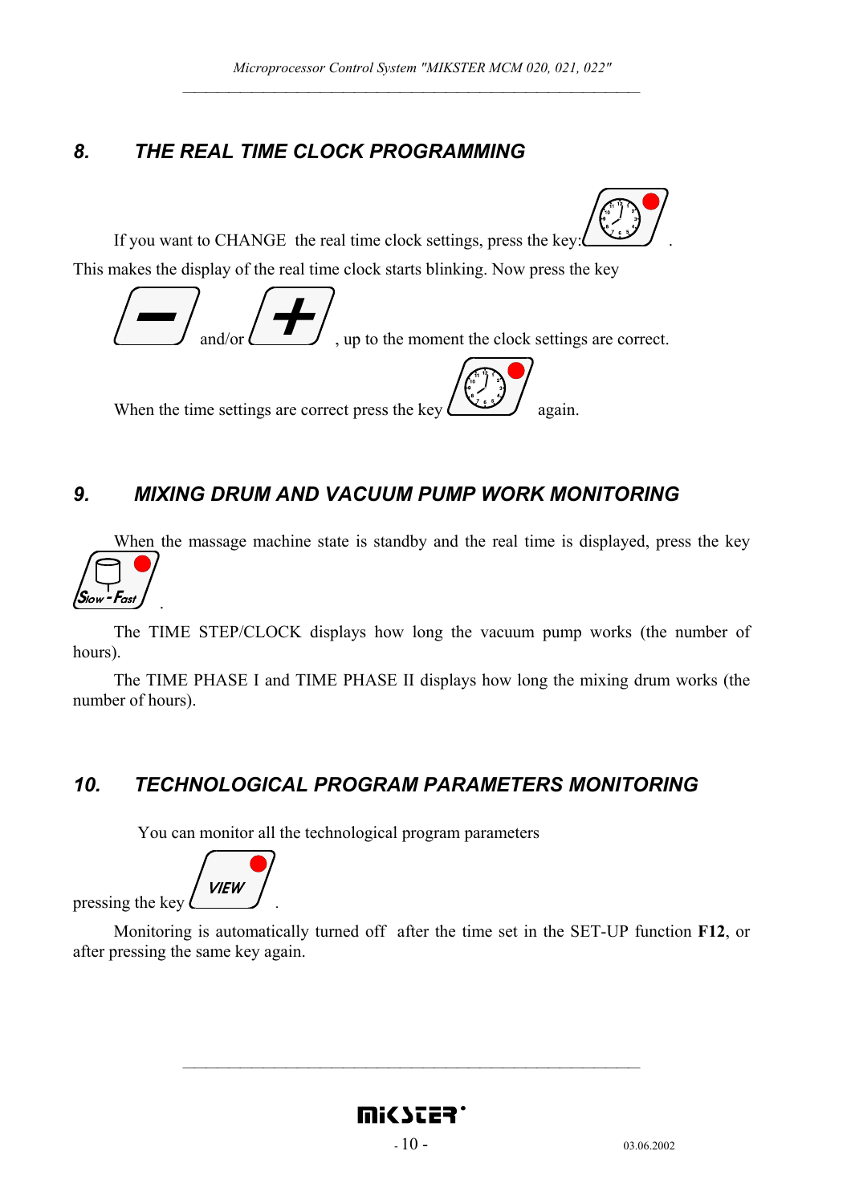## 8. THE REAL TIME CLOCK PROGRAMMING

If you want to CHANGE the real time clock settings, press the key: .

This makes the display of the real time clock starts blinking. Now press the key

and/or , up to the moment the clock settings are correct.

When the time settings are correct press the key again.

## 9. MIXING DRUM AND VACUUM PUMP WORK MONITORING

When the massage machine state is standby and the real time is displayed, press the key .

The TIME STEP/CLOCK displays how long the vacuum pump works (the number of hours).

The TIME PHASE I and TIME PHASE II displays how long the mixing drum works (the number of hours).

## 10. TECHNOLOGICAL PROGRAM PARAMETERS MONITORING

You can monitor all the technological program parameters

pressing the key VIEW.

Monitoring is automatically turned off after the time set in the SET-UP function **F12**, or after pressing the same key again.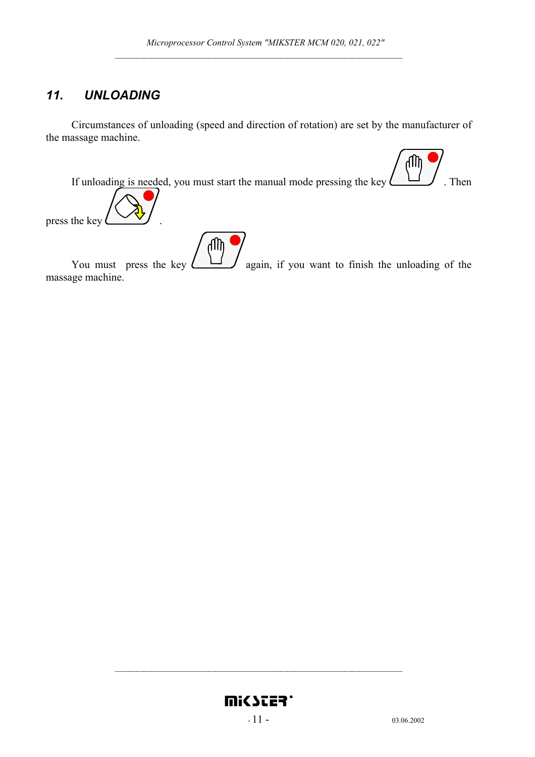## 11. UNLOADING

Circumstances of unloading (speed and direction of rotation) are set by the manufacturer of the massage machine.

If unloading is needed, you must start the manual mode pressing the key . Then press the key .

You must press the key again, if you want to finish the unloading of the massage machine.